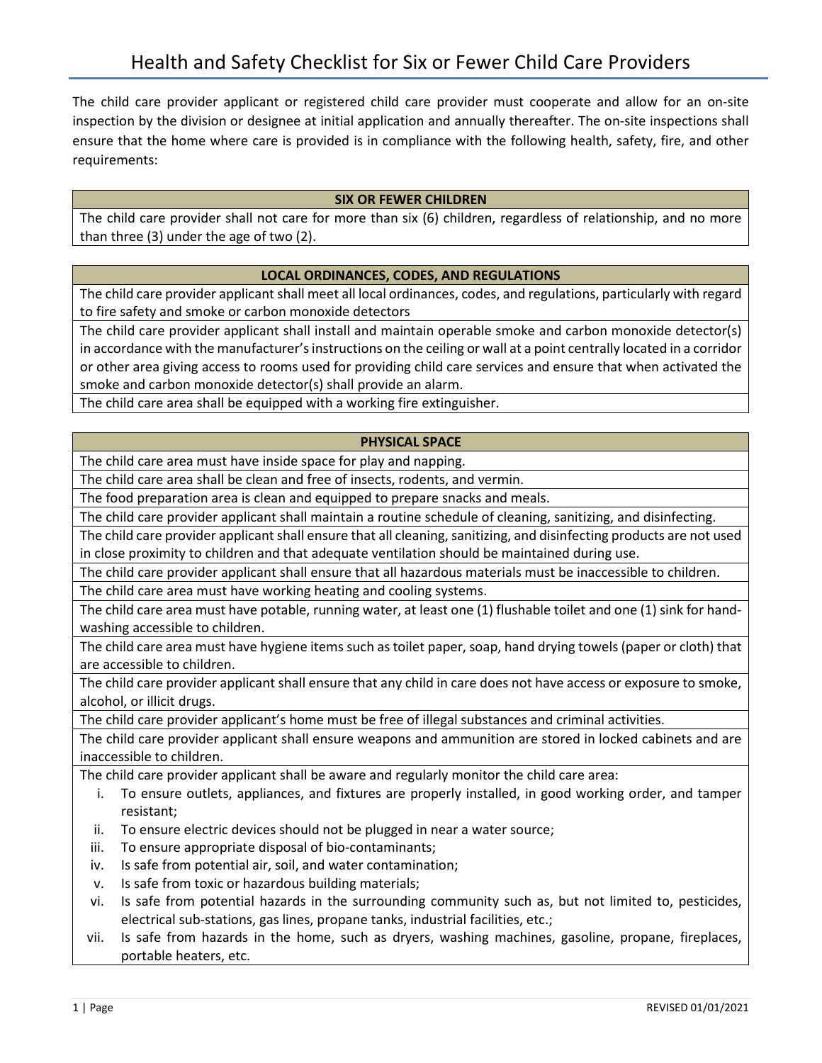# Health and Safety Checklist for Six or Fewer Child Care Providers

The child care provider applicant or registered child care provider must cooperate and allow for an on-site inspection by the division or designee at initial application and annually thereafter. The on-site inspections shall ensure that the home where care is provided is in compliance with the following health, safety, fire, and other requirements:

| SIX OR FEWER CHILDREN |
|---|
| The child care provider shall not care for more than six (6) children, regardless of relationship, and no more than three (3) under the age of two (2). |

| LOCAL ORDINANCES, CODES, AND REGULATIONS |
|---|
| The child care provider applicant shall meet all local ordinances, codes, and regulations, particularly with regard to fire safety and smoke or carbon monoxide detectors |
| The child care provider applicant shall install and maintain operable smoke and carbon monoxide detector(s) in accordance with the manufacturer's instructions on the ceiling or wall at a point centrally located in a corridor or other area giving access to rooms used for providing child care services and ensure that when activated the smoke and carbon monoxide detector(s) shall provide an alarm. |
| The child care area shall be equipped with a working fire extinguisher. |

| PHYSICAL SPACE |
|---|
| The child care area must have inside space for play and napping. |
| The child care area shall be clean and free of insects, rodents, and vermin. |
| The food preparation area is clean and equipped to prepare snacks and meals. |
| The child care provider applicant shall maintain a routine schedule of cleaning, sanitizing, and disinfecting. |
| The child care provider applicant shall ensure that all cleaning, sanitizing, and disinfecting products are not used in close proximity to children and that adequate ventilation should be maintained during use. |
| The child care provider applicant shall ensure that all hazardous materials must be inaccessible to children. |
| The child care area must have working heating and cooling systems. |
| The child care area must have potable, running water, at least one (1) flushable toilet and one (1) sink for hand-washing accessible to children. |
| The child care area must have hygiene items such as toilet paper, soap, hand drying towels (paper or cloth) that are accessible to children. |
| The child care provider applicant shall ensure that any child in care does not have access or exposure to smoke, alcohol, or illicit drugs. |
| The child care provider applicant's home must be free of illegal substances and criminal activities. |
| The child care provider applicant shall ensure weapons and ammunition are stored in locked cabinets and are inaccessible to children. |
| The child care provider applicant shall be aware and regularly monitor the child care area:<br>i. To ensure outlets, appliances, and fixtures are properly installed, in good working order, and tamper resistant;<br>ii. To ensure electric devices should not be plugged in near a water source;<br>iii. To ensure appropriate disposal of bio-contaminants;<br>iv. Is safe from potential air, soil, and water contamination;<br>v. Is safe from toxic or hazardous building materials;<br>vi. Is safe from potential hazards in the surrounding community such as, but not limited to, pesticides, electrical sub-stations, gas lines, propane tanks, industrial facilities, etc.;<br>vii. Is safe from hazards in the home, such as dryers, washing machines, gasoline, propane, fireplaces, portable heaters, etc. |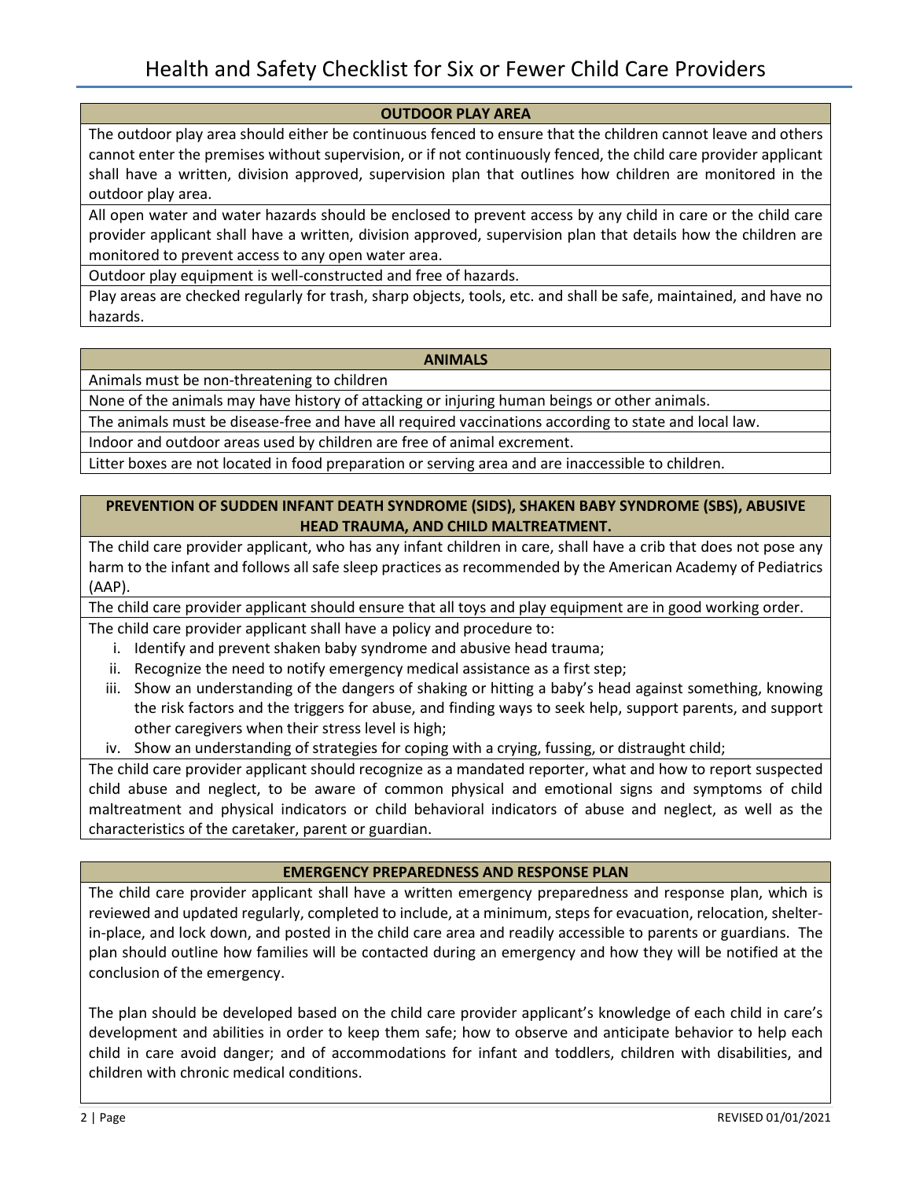## OUTDOOR PLAY AREA

The outdoor play area should either be continuous fenced to ensure that the children cannot leave and others cannot enter the premises without supervision, or if not continuously fenced, the child care provider applicant shall have a written, division approved, supervision plan that outlines how children are monitored in the outdoor play area.

All open water and water hazards should be enclosed to prevent access by any child in care or the child care provider applicant shall have a written, division approved, supervision plan that details how the children are monitored to prevent access to any open water area.

Outdoor play equipment is well-constructed and free of hazards.

Play areas are checked regularly for trash, sharp objects, tools, etc. and shall be safe, maintained, and have no hazards.

## ANIMALS

Animals must be non-threatening to children

None of the animals may have history of attacking or injuring human beings or other animals.

The animals must be disease-free and have all required vaccinations according to state and local law.

Indoor and outdoor areas used by children are free of animal excrement.

Litter boxes are not located in food preparation or serving area and are inaccessible to children.

## PREVENTION OF SUDDEN INFANT DEATH SYNDROME (SIDS), SHAKEN BABY SYNDROME (SBS), ABUSIVE HEAD TRAUMA, AND CHILD MALTREATMENT.

The child care provider applicant, who has any infant children in care, shall have a crib that does not pose any harm to the infant and follows all safe sleep practices as recommended by the American Academy of Pediatrics (AAP).

The child care provider applicant should ensure that all toys and play equipment are in good working order.

The child care provider applicant shall have a policy and procedure to:

i. Identify and prevent shaken baby syndrome and abusive head trauma;
ii. Recognize the need to notify emergency medical assistance as a first step;
iii. Show an understanding of the dangers of shaking or hitting a baby's head against something, knowing the risk factors and the triggers for abuse, and finding ways to seek help, support parents, and support other caregivers when their stress level is high;
iv. Show an understanding of strategies for coping with a crying, fussing, or distraught child;

The child care provider applicant should recognize as a mandated reporter, what and how to report suspected child abuse and neglect, to be aware of common physical and emotional signs and symptoms of child maltreatment and physical indicators or child behavioral indicators of abuse and neglect, as well as the characteristics of the caretaker, parent or guardian.

## EMERGENCY PREPAREDNESS AND RESPONSE PLAN

The child care provider applicant shall have a written emergency preparedness and response plan, which is reviewed and updated regularly, completed to include, at a minimum, steps for evacuation, relocation, shelter-in-place, and lock down, and posted in the child care area and readily accessible to parents or guardians. The plan should outline how families will be contacted during an emergency and how they will be notified at the conclusion of the emergency.

The plan should be developed based on the child care provider applicant's knowledge of each child in care's development and abilities in order to keep them safe; how to observe and anticipate behavior to help each child in care avoid danger; and of accommodations for infant and toddlers, children with disabilities, and children with chronic medical conditions.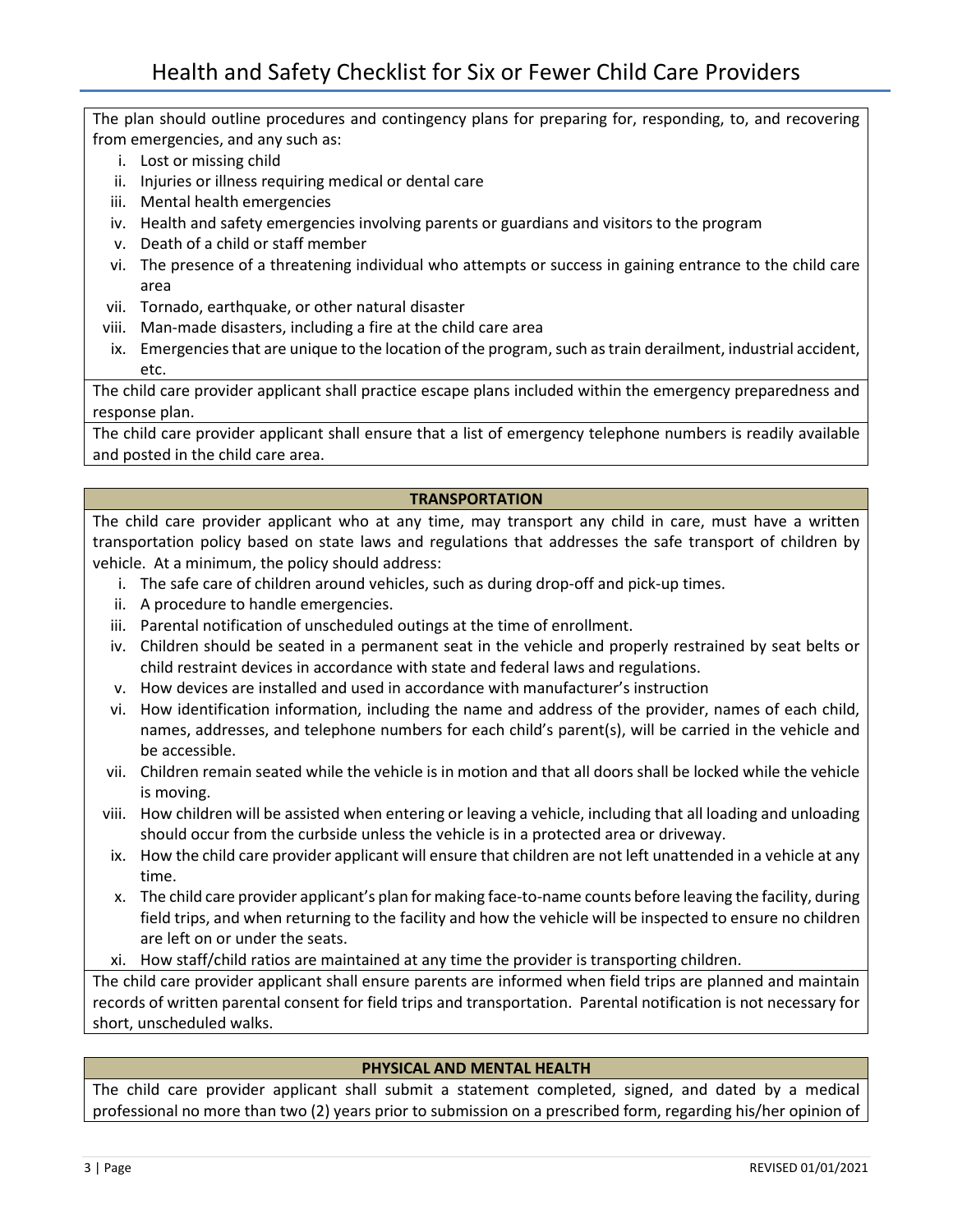The plan should outline procedures and contingency plans for preparing for, responding, to, and recovering from emergencies, and any such as:

i. Lost or missing child
ii. Injuries or illness requiring medical or dental care
iii. Mental health emergencies
iv. Health and safety emergencies involving parents or guardians and visitors to the program
v. Death of a child or staff member
vi. The presence of a threatening individual who attempts or success in gaining entrance to the child care area
vii. Tornado, earthquake, or other natural disaster
viii. Man-made disasters, including a fire at the child care area
ix. Emergencies that are unique to the location of the program, such as train derailment, industrial accident, etc.

The child care provider applicant shall practice escape plans included within the emergency preparedness and response plan.

The child care provider applicant shall ensure that a list of emergency telephone numbers is readily available and posted in the child care area.

## TRANSPORTATION

The child care provider applicant who at any time, may transport any child in care, must have a written transportation policy based on state laws and regulations that addresses the safe transport of children by vehicle. At a minimum, the policy should address:

i. The safe care of children around vehicles, such as during drop-off and pick-up times.
ii. A procedure to handle emergencies.
iii. Parental notification of unscheduled outings at the time of enrollment.
iv. Children should be seated in a permanent seat in the vehicle and properly restrained by seat belts or child restraint devices in accordance with state and federal laws and regulations.
v. How devices are installed and used in accordance with manufacturer's instruction
vi. How identification information, including the name and address of the provider, names of each child, names, addresses, and telephone numbers for each child's parent(s), will be carried in the vehicle and be accessible.
vii. Children remain seated while the vehicle is in motion and that all doors shall be locked while the vehicle is moving.
viii. How children will be assisted when entering or leaving a vehicle, including that all loading and unloading should occur from the curbside unless the vehicle is in a protected area or driveway.
ix. How the child care provider applicant will ensure that children are not left unattended in a vehicle at any time.
x. The child care provider applicant's plan for making face-to-name counts before leaving the facility, during field trips, and when returning to the facility and how the vehicle will be inspected to ensure no children are left on or under the seats.
xi. How staff/child ratios are maintained at any time the provider is transporting children.

The child care provider applicant shall ensure parents are informed when field trips are planned and maintain records of written parental consent for field trips and transportation. Parental notification is not necessary for short, unscheduled walks.

## PHYSICAL AND MENTAL HEALTH

The child care provider applicant shall submit a statement completed, signed, and dated by a medical professional no more than two (2) years prior to submission on a prescribed form, regarding his/her opinion of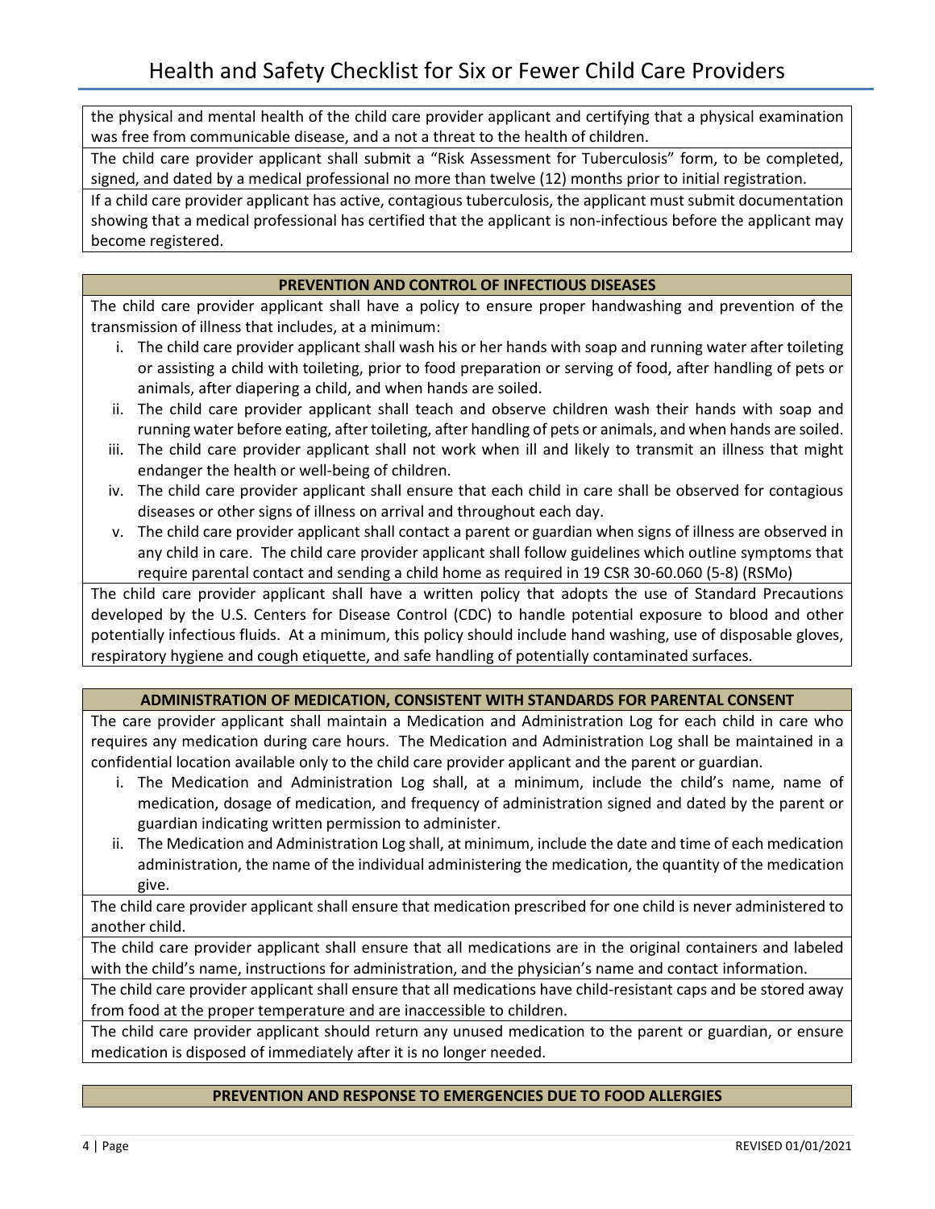the physical and mental health of the child care provider applicant and certifying that a physical examination was free from communicable disease, and a not a threat to the health of children.

The child care provider applicant shall submit a "Risk Assessment for Tuberculosis" form, to be completed, signed, and dated by a medical professional no more than twelve (12) months prior to initial registration.

If a child care provider applicant has active, contagious tuberculosis, the applicant must submit documentation showing that a medical professional has certified that the applicant is non-infectious before the applicant may become registered.

**PREVENTION AND CONTROL OF INFECTIOUS DISEASES**

The child care provider applicant shall have a policy to ensure proper handwashing and prevention of the transmission of illness that includes, at a minimum:

i. The child care provider applicant shall wash his or her hands with soap and running water after toileting or assisting a child with toileting, prior to food preparation or serving of food, after handling of pets or animals, after diapering a child, and when hands are soiled.
ii. The child care provider applicant shall teach and observe children wash their hands with soap and running water before eating, after toileting, after handling of pets or animals, and when hands are soiled.
iii. The child care provider applicant shall not work when ill and likely to transmit an illness that might endanger the health or well-being of children.
iv. The child care provider applicant shall ensure that each child in care shall be observed for contagious diseases or other signs of illness on arrival and throughout each day.
v. The child care provider applicant shall contact a parent or guardian when signs of illness are observed in any child in care. The child care provider applicant shall follow guidelines which outline symptoms that require parental contact and sending a child home as required in 19 CSR 30-60.060 (5-8) (RSMo)

The child care provider applicant shall have a written policy that adopts the use of Standard Precautions developed by the U.S. Centers for Disease Control (CDC) to handle potential exposure to blood and other potentially infectious fluids. At a minimum, this policy should include hand washing, use of disposable gloves, respiratory hygiene and cough etiquette, and safe handling of potentially contaminated surfaces.

**ADMINISTRATION OF MEDICATION, CONSISTENT WITH STANDARDS FOR PARENTAL CONSENT**

The care provider applicant shall maintain a Medication and Administration Log for each child in care who requires any medication during care hours. The Medication and Administration Log shall be maintained in a confidential location available only to the child care provider applicant and the parent or guardian.

i. The Medication and Administration Log shall, at a minimum, include the child's name, name of medication, dosage of medication, and frequency of administration signed and dated by the parent or guardian indicating written permission to administer.
ii. The Medication and Administration Log shall, at minimum, include the date and time of each medication administration, the name of the individual administering the medication, the quantity of the medication give.

The child care provider applicant shall ensure that medication prescribed for one child is never administered to another child.

The child care provider applicant shall ensure that all medications are in the original containers and labeled with the child's name, instructions for administration, and the physician's name and contact information.

The child care provider applicant shall ensure that all medications have child-resistant caps and be stored away from food at the proper temperature and are inaccessible to children.

The child care provider applicant should return any unused medication to the parent or guardian, or ensure medication is disposed of immediately after it is no longer needed.

**PREVENTION AND RESPONSE TO EMERGENCIES DUE TO FOOD ALLERGIES**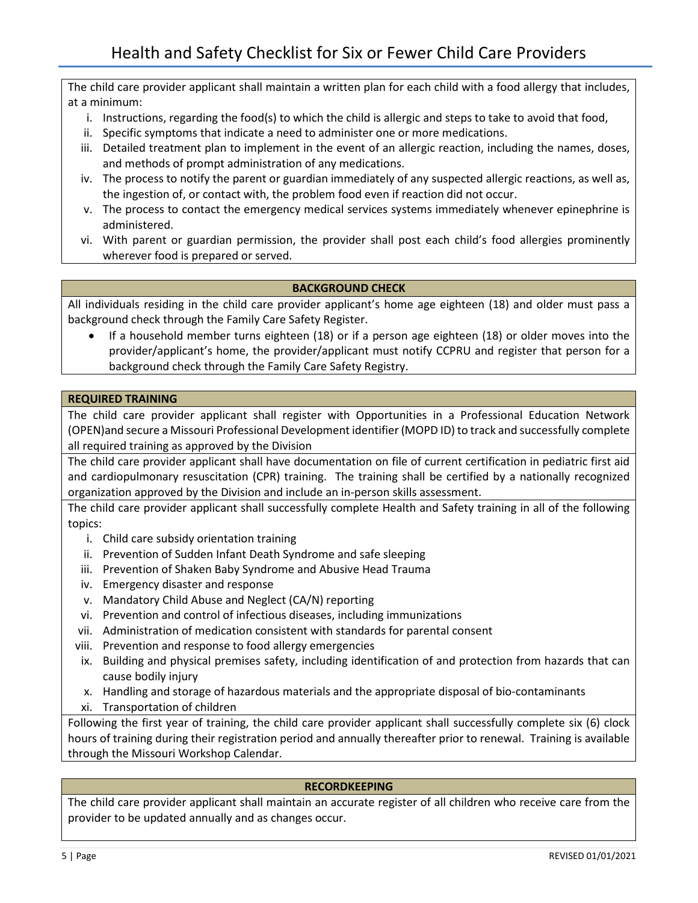The child care provider applicant shall maintain a written plan for each child with a food allergy that includes, at a minimum:

i. Instructions, regarding the food(s) to which the child is allergic and steps to take to avoid that food,
ii. Specific symptoms that indicate a need to administer one or more medications.
iii. Detailed treatment plan to implement in the event of an allergic reaction, including the names, doses, and methods of prompt administration of any medications.
iv. The process to notify the parent or guardian immediately of any suspected allergic reactions, as well as, the ingestion of, or contact with, the problem food even if reaction did not occur.
v. The process to contact the emergency medical services systems immediately whenever epinephrine is administered.
vi. With parent or guardian permission, the provider shall post each child's food allergies prominently wherever food is prepared or served.

## BACKGROUND CHECK

All individuals residing in the child care provider applicant's home age eighteen (18) and older must pass a background check through the Family Care Safety Register.

- If a household member turns eighteen (18) or if a person age eighteen (18) or older moves into the provider/applicant's home, the provider/applicant must notify CCPRU and register that person for a background check through the Family Care Safety Registry.

## REQUIRED TRAINING

The child care provider applicant shall register with Opportunities in a Professional Education Network (OPEN)and secure a Missouri Professional Development identifier (MOPD ID) to track and successfully complete all required training as approved by the Division

The child care provider applicant shall have documentation on file of current certification in pediatric first aid and cardiopulmonary resuscitation (CPR) training. The training shall be certified by a nationally recognized organization approved by the Division and include an in-person skills assessment.

The child care provider applicant shall successfully complete Health and Safety training in all of the following topics:

i. Child care subsidy orientation training
ii. Prevention of Sudden Infant Death Syndrome and safe sleeping
iii. Prevention of Shaken Baby Syndrome and Abusive Head Trauma
iv. Emergency disaster and response
v. Mandatory Child Abuse and Neglect (CA/N) reporting
vi. Prevention and control of infectious diseases, including immunizations
vii. Administration of medication consistent with standards for parental consent
viii. Prevention and response to food allergy emergencies
ix. Building and physical premises safety, including identification of and protection from hazards that can cause bodily injury
x. Handling and storage of hazardous materials and the appropriate disposal of bio-contaminants
xi. Transportation of children

Following the first year of training, the child care provider applicant shall successfully complete six (6) clock hours of training during their registration period and annually thereafter prior to renewal. Training is available through the Missouri Workshop Calendar.

## RECORDKEEPING

The child care provider applicant shall maintain an accurate register of all children who receive care from the provider to be updated annually and as changes occur.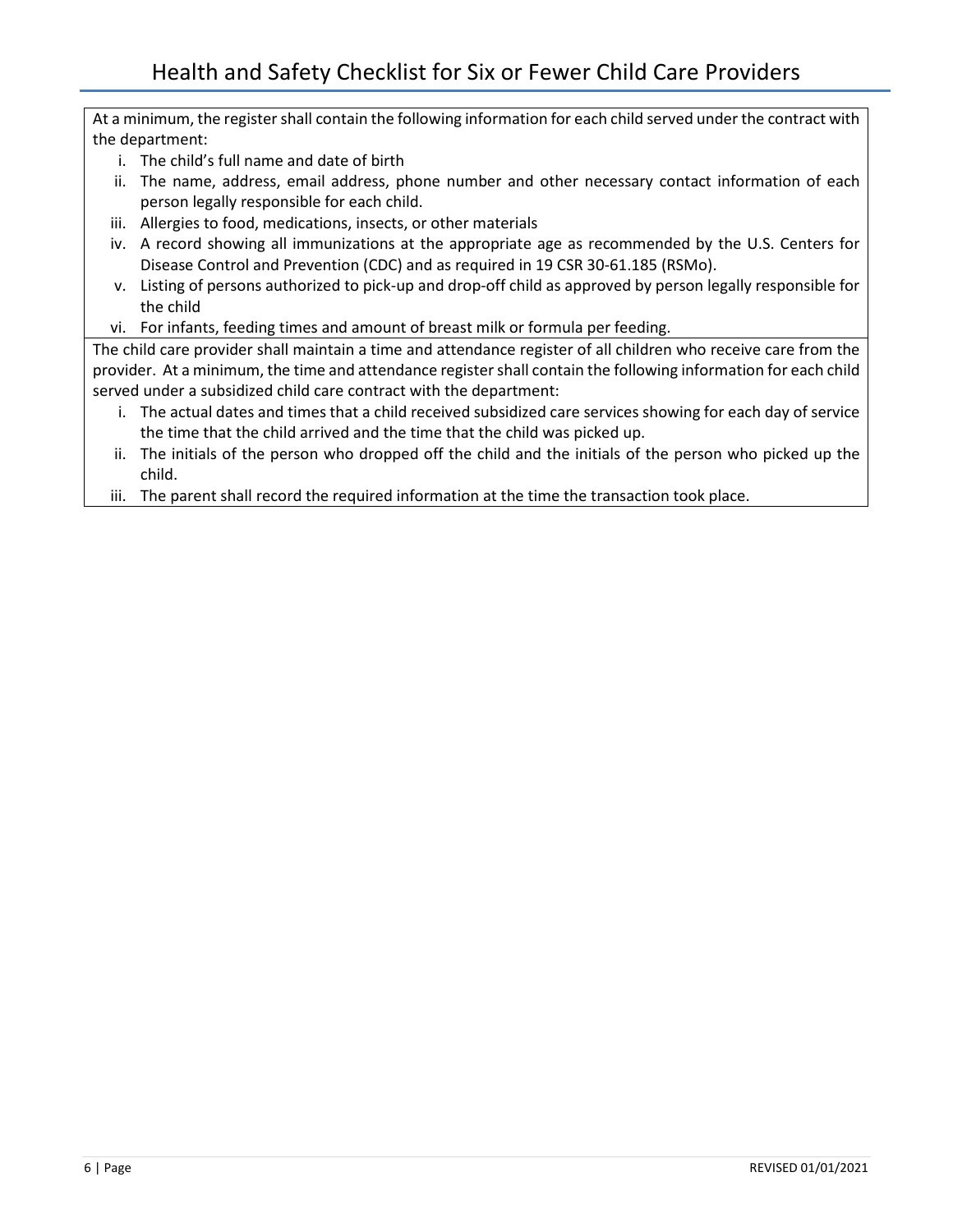At a minimum, the register shall contain the following information for each child served under the contract with the department:

i. The child's full name and date of birth
ii. The name, address, email address, phone number and other necessary contact information of each person legally responsible for each child.
iii. Allergies to food, medications, insects, or other materials
iv. A record showing all immunizations at the appropriate age as recommended by the U.S. Centers for Disease Control and Prevention (CDC) and as required in 19 CSR 30-61.185 (RSMo).
v. Listing of persons authorized to pick-up and drop-off child as approved by person legally responsible for the child
vi. For infants, feeding times and amount of breast milk or formula per feeding.

The child care provider shall maintain a time and attendance register of all children who receive care from the provider. At a minimum, the time and attendance register shall contain the following information for each child served under a subsidized child care contract with the department:

i. The actual dates and times that a child received subsidized care services showing for each day of service the time that the child arrived and the time that the child was picked up.
ii. The initials of the person who dropped off the child and the initials of the person who picked up the child.
iii. The parent shall record the required information at the time the transaction took place.